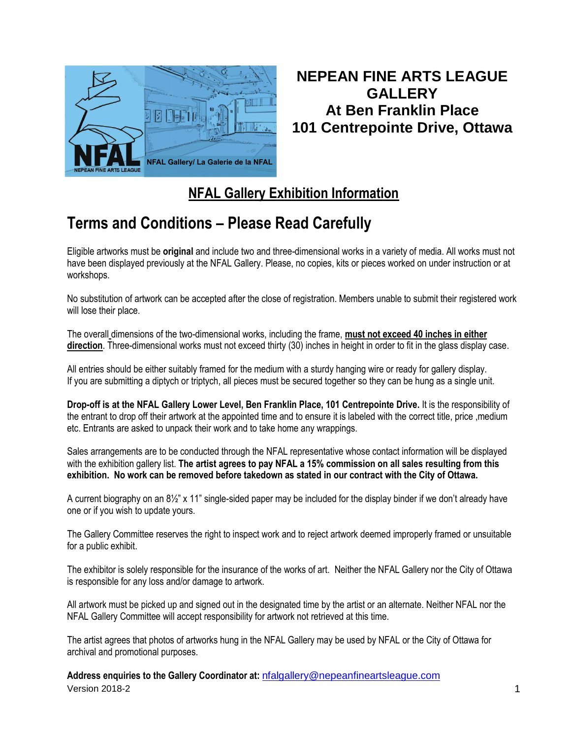# NEPEAN FINE ARTS LEAGUE GALLERY
# At Ben Franklin Place
# 101 Centrepointe Drive, Ottawa

## NFAL Gallery Exhibition Information

## Terms and Conditions – Please Read Carefully

Eligible artworks must be **original** and include two and three-dimensional works in a variety of media. All works must not have been displayed previously at the NFAL Gallery. Please, no copies, kits or pieces worked on under instruction or at workshops.

No substitution of artwork can be accepted after the close of registration. Members unable to submit their registered work will lose their place.

The overall dimensions of the two-dimensional works, including the frame, **must not exceed 40 inches in either direction**. Three-dimensional works must not exceed thirty (30) inches in height in order to fit in the glass display case.

All entries should be either suitably framed for the medium with a sturdy hanging wire or ready for gallery display. If you are submitting a diptych or triptych, all pieces must be secured together so they can be hung as a single unit.

**Drop-off is at the NFAL Gallery Lower Level, Ben Franklin Place, 101 Centrepointe Drive.** It is the responsibility of the entrant to drop off their artwork at the appointed time and to ensure it is labeled with the correct title, price ,medium etc. Entrants are asked to unpack their work and to take home any wrappings.

Sales arrangements are to be conducted through the NFAL representative whose contact information will be displayed with the exhibition gallery list. **The artist agrees to pay NFAL a 15% commission on all sales resulting from this exhibition. No work can be removed before takedown as stated in our contract with the City of Ottawa.**

A current biography on an 8½" x 11" single-sided paper may be included for the display binder if we don't already have one or if you wish to update yours.

The Gallery Committee reserves the right to inspect work and to reject artwork deemed improperly framed or unsuitable for a public exhibit.

The exhibitor is solely responsible for the insurance of the works of art. Neither the NFAL Gallery nor the City of Ottawa is responsible for any loss and/or damage to artwork.

All artwork must be picked up and signed out in the designated time by the artist or an alternate. Neither NFAL nor the NFAL Gallery Committee will accept responsibility for artwork not retrieved at this time.

The artist agrees that photos of artworks hung in the NFAL Gallery may be used by NFAL or the City of Ottawa for archival and promotional purposes.

**Address enquiries to the Gallery Coordinator at:** nfalgallery@nepeanfineartsleague.com

Version 2018-2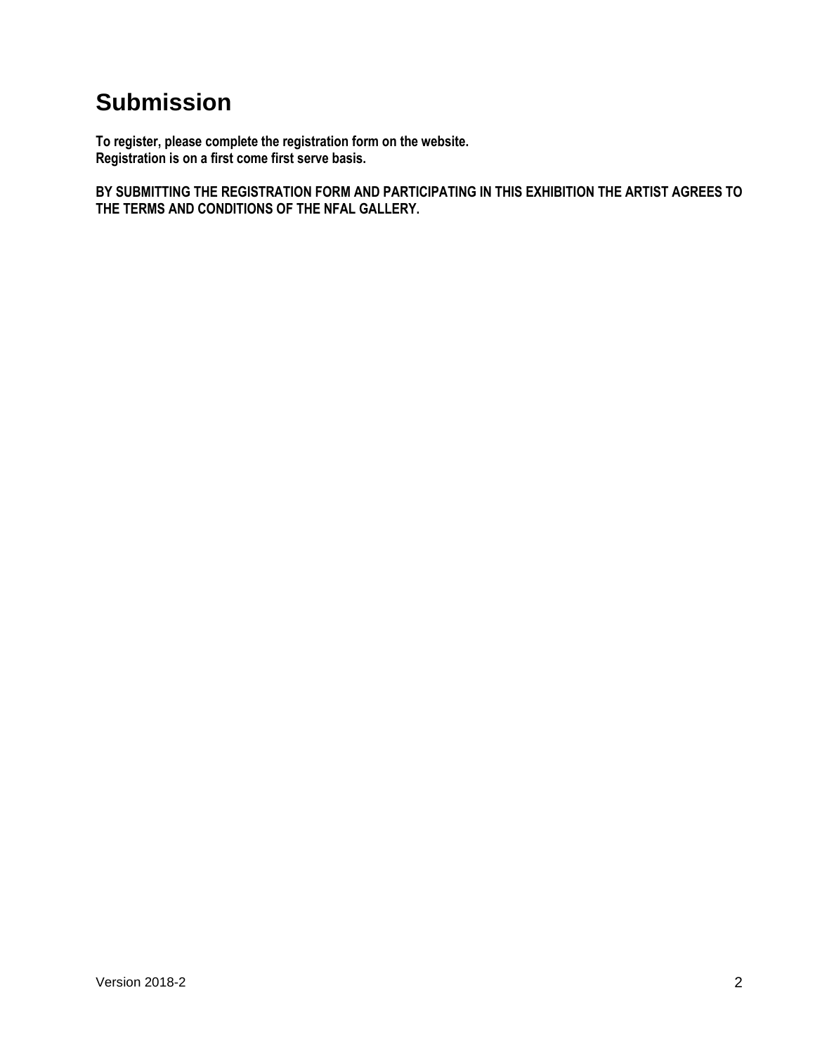# Submission

**To register, please complete the registration form on the website.**
**Registration is on a first come first serve basis.**

**BY SUBMITTING THE REGISTRATION FORM AND PARTICIPATING IN THIS EXHIBITION THE ARTIST AGREES TO THE TERMS AND CONDITIONS OF THE NFAL GALLERY.**